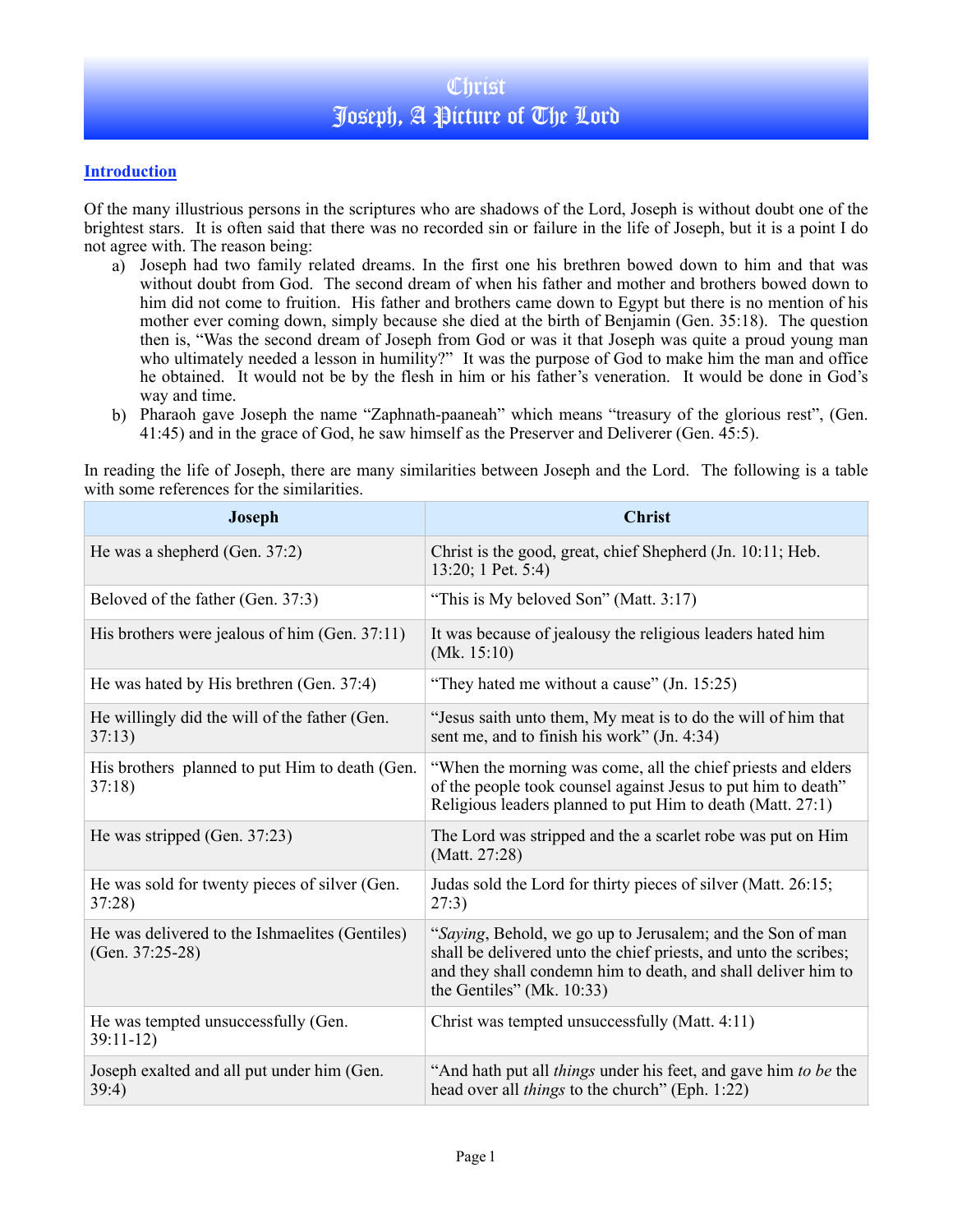# Christ
# Joseph, A Picture of The Lord

## Introduction

Of the many illustrious persons in the scriptures who are shadows of the Lord, Joseph is without doubt one of the brightest stars. It is often said that there was no recorded sin or failure in the life of Joseph, but it is a point I do not agree with. The reason being:

a) Joseph had two family related dreams. In the first one his brethren bowed down to him and that was without doubt from God. The second dream of when his father and mother and brothers bowed down to him did not come to fruition. His father and brothers came down to Egypt but there is no mention of his mother ever coming down, simply because she died at the birth of Benjamin (Gen. 35:18). The question then is, "Was the second dream of Joseph from God or was it that Joseph was quite a proud young man who ultimately needed a lesson in humility?" It was the purpose of God to make him the man and office he obtained. It would not be by the flesh in him or his father's veneration. It would be done in God's way and time.

b) Pharaoh gave Joseph the name "Zaphnath-paaneah" which means "treasury of the glorious rest", (Gen. 41:45) and in the grace of God, he saw himself as the Preserver and Deliverer (Gen. 45:5).

In reading the life of Joseph, there are many similarities between Joseph and the Lord. The following is a table with some references for the similarities.

| Joseph | Christ |
|---|---|
| He was a shepherd (Gen. 37:2) | Christ is the good, great, chief Shepherd (Jn. 10:11; Heb. 13:20; 1 Pet. 5:4) |
| Beloved of the father (Gen. 37:3) | "This is My beloved Son" (Matt. 3:17) |
| His brothers were jealous of him (Gen. 37:11) | It was because of jealousy the religious leaders hated him (Mk. 15:10) |
| He was hated by His brethren (Gen. 37:4) | "They hated me without a cause" (Jn. 15:25) |
| He willingly did the will of the father (Gen. 37:13) | "Jesus saith unto them, My meat is to do the will of him that sent me, and to finish his work" (Jn. 4:34) |
| His brothers planned to put Him to death (Gen. 37:18) | "When the morning was come, all the chief priests and elders of the people took counsel against Jesus to put him to death" Religious leaders planned to put Him to death (Matt. 27:1) |
| He was stripped (Gen. 37:23) | The Lord was stripped and the a scarlet robe was put on Him (Matt. 27:28) |
| He was sold for twenty pieces of silver (Gen. 37:28) | Judas sold the Lord for thirty pieces of silver (Matt. 26:15; 27:3) |
| He was delivered to the Ishmaelites (Gentiles) (Gen. 37:25-28) | "*Saying*, Behold, we go up to Jerusalem; and the Son of man shall be delivered unto the chief priests, and unto the scribes; and they shall condemn him to death, and shall deliver him to the Gentiles" (Mk. 10:33) |
| He was tempted unsuccessfully (Gen. 39:11-12) | Christ was tempted unsuccessfully (Matt. 4:11) |
| Joseph exalted and all put under him (Gen. 39:4) | "And hath put all *things* under his feet, and gave him *to be* the head over all *things* to the church" (Eph. 1:22) |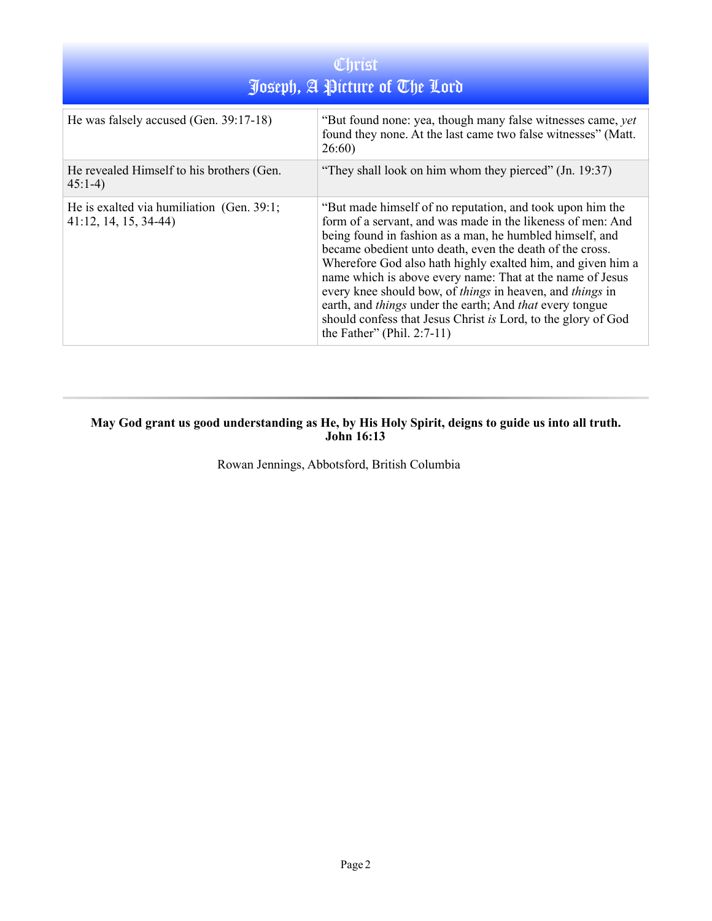# Christ
# Joseph, A Picture of The Lord

| | |
|---|---|
| He was falsely accused (Gen. 39:17-18) | “But found none: yea, though many false witnesses came, *yet* found they none. At the last came two false witnesses” (Matt. 26:60) |
| He revealed Himself to his brothers (Gen. 45:1-4) | “They shall look on him whom they pierced” (Jn. 19:37) |
| He is exalted via humiliation (Gen. 39:1; 41:12, 14, 15, 34-44) | “But made himself of no reputation, and took upon him the form of a servant, and was made in the likeness of men: And being found in fashion as a man, he humbled himself, and became obedient unto death, even the death of the cross. Wherefore God also hath highly exalted him, and given him a name which is above every name: That at the name of Jesus every knee should bow, of *things* in heaven, and *things* in earth, and *things* under the earth; And *that* every tongue should confess that Jesus Christ *is* Lord, to the glory of God the Father” (Phil. 2:7-11) |

---

**May God grant us good understanding as He, by His Holy Spirit, deigns to guide us into all truth. John 16:13**

Rowan Jennings, Abbotsford, British Columbia